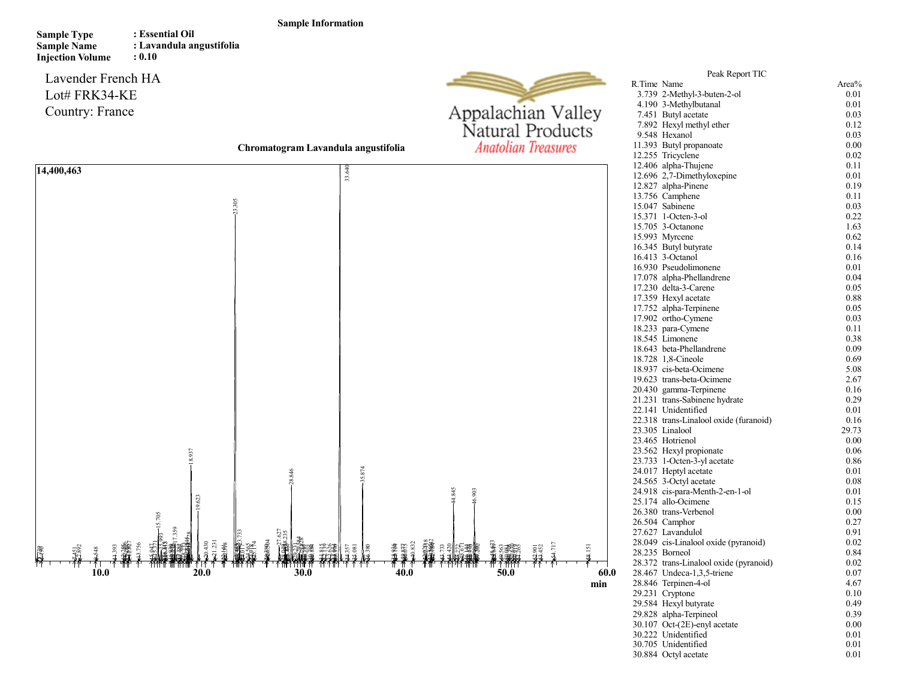**Sample Information**

**Sample Type** : Essential Oil
**Sample Name** : Lavandula angustifolia
**Injection Volume** : 0.10

Lavender French HA
Lot# FRK34-KE
Country: France

Appalachian Valley
Natural Products
*Anatolian Treasures*

**Chromatogram Lavandula angustifolia**

Peak Report TIC

| R.Time | Name | Area% |
|---|---|---|
| 3.739 | 2-Methyl-3-buten-2-ol | 0.01 |
| 4.190 | 3-Methylbutanal | 0.01 |
| 7.451 | Butyl acetate | 0.03 |
| 7.892 | Hexyl methyl ether | 0.12 |
| 9.548 | Hexanol | 0.03 |
| 11.393 | Butyl propanoate | 0.00 |
| 12.255 | Tricyclene | 0.02 |
| 12.406 | alpha-Thujene | 0.11 |
| 12.696 | 2,7-Dimethyloxepine | 0.01 |
| 12.827 | alpha-Pinene | 0.19 |
| 13.756 | Camphene | 0.11 |
| 15.047 | Sabinene | 0.03 |
| 15.371 | 1-Octen-3-ol | 0.22 |
| 15.705 | 3-Octanone | 1.63 |
| 15.993 | Myrcene | 0.62 |
| 16.345 | Butyl butyrate | 0.14 |
| 16.413 | 3-Octanol | 0.16 |
| 16.930 | Pseudolimonene | 0.01 |
| 17.078 | alpha-Phellandrene | 0.04 |
| 17.230 | delta-3-Carene | 0.05 |
| 17.359 | Hexyl acetate | 0.88 |
| 17.752 | alpha-Terpinene | 0.05 |
| 17.902 | ortho-Cymene | 0.03 |
| 18.233 | para-Cymene | 0.11 |
| 18.545 | Limonene | 0.38 |
| 18.643 | beta-Phellandrene | 0.09 |
| 18.728 | 1,8-Cineole | 0.69 |
| 18.937 | cis-beta-Ocimene | 5.08 |
| 19.623 | trans-beta-Ocimene | 2.67 |
| 20.430 | gamma-Terpinene | 0.16 |
| 21.231 | trans-Sabinene hydrate | 0.29 |
| 22.141 | Unidentified | 0.01 |
| 22.318 | trans-Linalool oxide (furanoid) | 0.16 |
| 23.305 | Linalool | 29.73 |
| 23.465 | Hotrienol | 0.00 |
| 23.562 | Hexyl propionate | 0.06 |
| 23.733 | 1-Octen-3-yl acetate | 0.86 |
| 24.017 | Heptyl acetate | 0.01 |
| 24.565 | 3-Octyl acetate | 0.08 |
| 24.918 | cis-para-Menth-2-en-1-ol | 0.01 |
| 25.174 | allo-Ocimene | 0.15 |
| 26.380 | trans-Verbenol | 0.00 |
| 26.504 | Camphor | 0.27 |
| 27.627 | Lavandulol | 0.91 |
| 28.049 | cis-Linalool oxide (pyranoid) | 0.02 |
| 28.235 | Borneol | 0.84 |
| 28.372 | trans-Linalool oxide (pyranoid) | 0.02 |
| 28.467 | Undeca-1,3,5-triene | 0.07 |
| 28.846 | Terpinen-4-ol | 4.67 |
| 29.231 | Cryptone | 0.10 |
| 29.584 | Hexyl butyrate | 0.49 |
| 29.828 | alpha-Terpineol | 0.39 |
| 30.107 | Oct-(2E)-enyl acetate | 0.00 |
| 30.222 | Unidentified | 0.01 |
| 30.705 | Unidentified | 0.01 |
| 30.884 | Octyl acetate | 0.01 |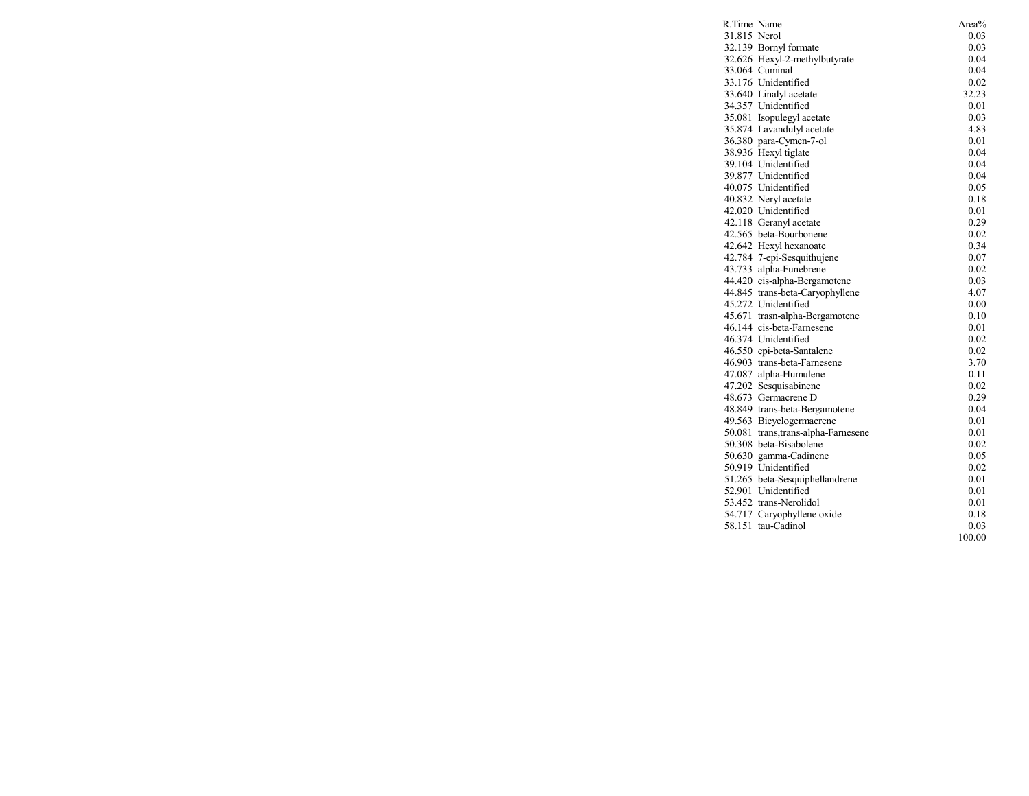| R.Time | Name | Area% |
|---|---|---|
| 31.815 | Nerol | 0.03 |
| 32.139 | Bornyl formate | 0.03 |
| 32.626 | Hexyl-2-methylbutyrate | 0.04 |
| 33.064 | Cuminal | 0.04 |
| 33.176 | Unidentified | 0.02 |
| 33.640 | Linalyl acetate | 32.23 |
| 34.357 | Unidentified | 0.01 |
| 35.081 | Isopulegyl acetate | 0.03 |
| 35.874 | Lavandulyl acetate | 4.83 |
| 36.380 | para-Cymen-7-ol | 0.01 |
| 38.936 | Hexyl tiglate | 0.04 |
| 39.104 | Unidentified | 0.04 |
| 39.877 | Unidentified | 0.04 |
| 40.075 | Unidentified | 0.05 |
| 40.832 | Neryl acetate | 0.18 |
| 42.020 | Unidentified | 0.01 |
| 42.118 | Geranyl acetate | 0.29 |
| 42.565 | beta-Bourbonene | 0.02 |
| 42.642 | Hexyl hexanoate | 0.34 |
| 42.784 | 7-epi-Sesquithujene | 0.07 |
| 43.733 | alpha-Funebrene | 0.02 |
| 44.420 | cis-alpha-Bergamotene | 0.03 |
| 44.845 | trans-beta-Caryophyllene | 4.07 |
| 45.272 | Unidentified | 0.00 |
| 45.671 | trasn-alpha-Bergamotene | 0.10 |
| 46.144 | cis-beta-Farnesene | 0.01 |
| 46.374 | Unidentified | 0.02 |
| 46.550 | epi-beta-Santalene | 0.02 |
| 46.903 | trans-beta-Farnesene | 3.70 |
| 47.087 | alpha-Humulene | 0.11 |
| 47.202 | Sesquisabinene | 0.02 |
| 48.673 | Germacrene D | 0.29 |
| 48.849 | trans-beta-Bergamotene | 0.04 |
| 49.563 | Bicyclogermacrene | 0.01 |
| 50.081 | trans,trans-alpha-Farnesene | 0.01 |
| 50.308 | beta-Bisabolene | 0.02 |
| 50.630 | gamma-Cadinene | 0.05 |
| 50.919 | Unidentified | 0.02 |
| 51.265 | beta-Sesquiphellandrene | 0.01 |
| 52.901 | Unidentified | 0.01 |
| 53.452 | trans-Nerolidol | 0.01 |
| 54.717 | Caryophyllene oxide | 0.18 |
| 58.151 | tau-Cadinol | 0.03 |
| | | 100.00 |